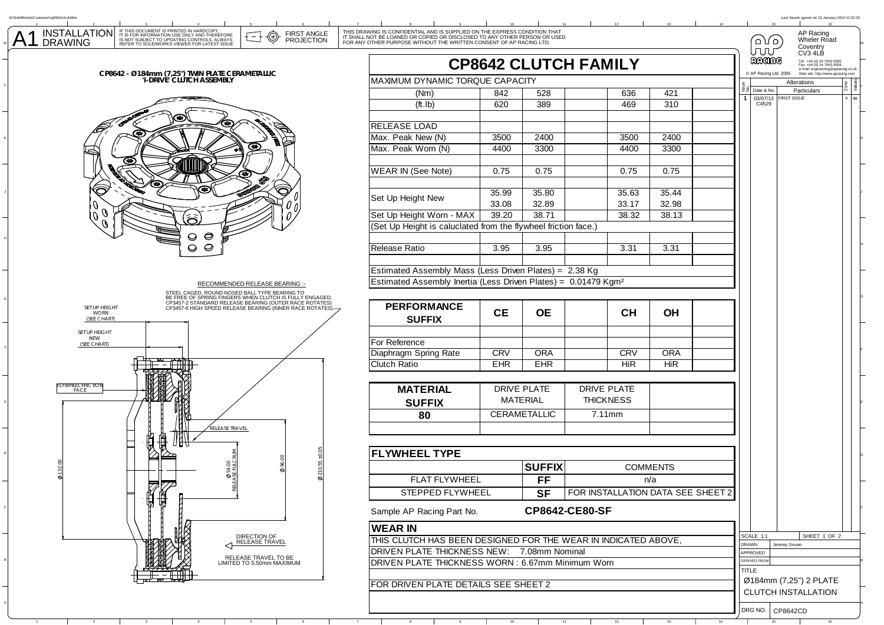# A1 INSTALLATION DRAWING

IF THIS DOCUMENT IS PRINTED IN HARDCOPY, IT IS FOR INFORMATION USE ONLY AND THEREFORE IS NOT SUBJECT TO UPDATING CONTROLS. ALWAYS REFER TO SOLIDWORKS VIEWER FOR LATEST ISSUE

FIRST ANGLE PROJECTION

THIS DRAWING IS CONFIDENTIAL AND IS SUPPLIED ON THE EXPRESS CONDITION THAT IT SHALL NOT BE LOANED OR COPIED OR DISCLOSED TO ANY OTHER PERSON OR USED FOR ANY OTHER PURPOSE WITHOUT THE WRITTEN CONSENT OF AP RACING LTD.

AP Racing
Wheler Road
Coventry
CV3 4LB

Tel: +44 (0) 24 7663 9595
Fax: +44 (0) 24 7663 9559
e-mail: engineering@apracing.co.uk
Web site: http://www.apracing.com

© AP Racing Ltd. 2005

## CP8642 - Ø184mm (7,25") TWIN PLATE CERAMETALLIC 'I-DRIVE' CLUTCH ASSEMBLY

RECOMMENDED RELEASE BEARING :-

STEEL CAGED, ROUND NOSED BALL TYPE BEARING TO BE FREE OF SPRING FINGERS WHEN CLUTCH IS FULLY ENGAGED.
CP3457-2 STANDARD RELEASE BEARING (OUTER RACE ROTATES)
CP3457-6 HIGH SPEED RELEASE BEARING (INNER RACE ROTATES).

SETUP HEIGHT WORN (SEE CHART)

SETUP HEIGHT NEW (SEE CHART)

FLYWHEEL FRICTION FACE

RELEASE TRAVEL

Ø132.00

Ø54.00 RELEASE FULCRUM

Ø96.00

Ø210.55 ±0.05

DIRECTION OF RELEASE TRAVEL

RELEASE TRAVEL TO BE LIMITED TO 5.50mm MAXIMUM

## CP8642 CLUTCH FAMILY

| MAXIMUM DYNAMIC TORQUE CAPACITY | | | | | | |
|---|---|---|---|---|---|---|
| (Nm) | 842 | 528 | | 636 | 421 | |
| (ft.lb) | 620 | 389 | | 469 | 310 | |
| | | | | | | |
| RELEASE LOAD | | | | | | |
| Max. Peak New (N) | 3500 | 2400 | | 3500 | 2400 | |
| Max. Peak Worn (N) | 4400 | 3300 | | 4400 | 3300 | |
| | | | | | | |
| WEAR IN (See Note) | 0.75 | 0.75 | | 0.75 | 0.75 | |
| | | | | | | |
| Set Up Height New | 35.99 / 33.08 | 35.80 / 32.89 | | 35.63 / 33.17 | 35.44 / 32.98 | |
| Set Up Height Worn - MAX | 39.20 | 38.71 | | 38.32 | 38.13 | |
| (Set Up Height is caluclated from the flywheel friction face.) | | | | | | |
| | | | | | | |
| Release Ratio | 3.95 | 3.95 | | 3.31 | 3.31 | |
| | | | | | | |
| Estimated Assembly Mass (Less Driven Plates) = 2.38 Kg | | | | | | |
| Estimated Assembly Inertia (Less Driven Plates) = 0.01479 Kgm² | | | | | | |

| PERFORMANCE SUFFIX | CE | OE | | CH | OH | |
|---|---|---|---|---|---|---|
| | | | | | | |
| For Reference | | | | | | |
| Diaphragm Spring Rate | CRV | ORA | | CRV | ORA | |
| Clutch Ratio | EHR | EHR | | HiR | HiR | |

| MATERIAL SUFFIX | DRIVE PLATE MATERIAL | DRIVE PLATE THICKNESS | |
|---|---|---|---|
| 80 | CERAMETALLIC | 7.11mm | |

| FLYWHEEL TYPE | | |
|---|---|---|
| | SUFFIX | COMMENTS |
| FLAT FLYWHEEL | FF | n/a |
| STEPPED FLYWHEEL | SF | FOR INSTALLATION DATA SEE SHEET 2 |

Sample AP Racing Part No. **CP8642-CE80-SF**

## WEAR IN

THIS CLUTCH HAS BEEN DESIGNED FOR THE WEAR IN INDICATED ABOVE,
DRIVEN PLATE THICKNESS NEW: 7.08mm Nominal
DRIVEN PLATE THICKNESS WORN : 6.67mm Minimum Worn

FOR DRIVEN PLATE DETAILS SEE SHEET 2

| Issue No. | Date & No. | Alterations / Particulars | Zone | Initials |
|---|---|---|---|---|
| 1 | 03/07/13 C4529 | FIRST ISSUE | # | JG |

SCALE 1:1 — SHEET 1 OF 2
DRAWN: Jeremy Govan
APPROVED:
DERIVED FROM:
TITLE: Ø184mm (7,25") 2 PLATE CLUTCH INSTALLATION
DRG NO. CP8642CD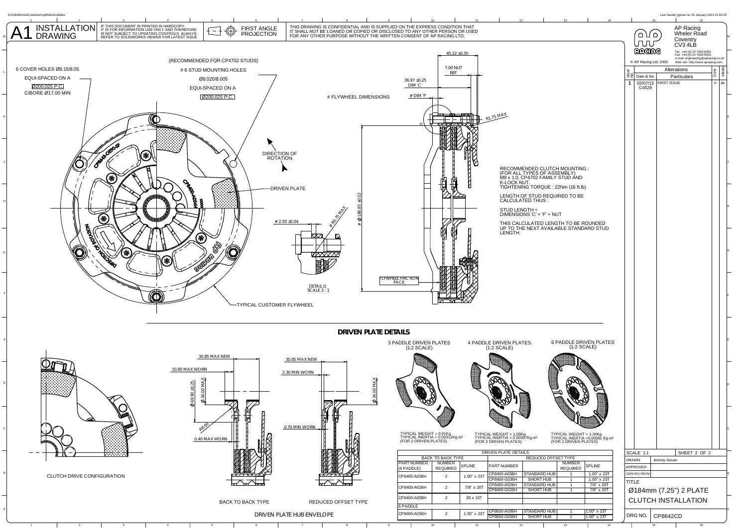# A1 INSTALLATION DRAWING

IF THIS DOCUMENT IS PRINTED IN HARDCOPY, IT IS FOR INFORMATION USE ONLY AND THEREFORE IS NOT SUBJECT TO UPDATING CONTROLS. ALWAYS REFER TO SOLIDWORKS VIEWER FOR LATEST ISSUE

FIRST ANGLE PROJECTION

THIS DRAWING IS CONFIDENTIAL AND IS SUPPLIED ON THE EXPRESS CONDITION THAT IT SHALL NOT BE LOANED OR COPIED OR DISCLOSED TO ANY OTHER PERSON OR USED FOR ANY OTHER PURPOSE WITHOUT THE WRITTEN CONSENT OF AP RACING LTD.

AP Racing
Wheler Road
Coventry
CV3 4LB

Tel: +44 (0) 24 7663 9595
Fax: +44 (0) 24 7663 9559
e-mail: engineering@apracing.co.uk
Web site: http://www.apracing.com

© AP Racing Ltd. 2005

| Issue No. | Date & No. | Alterations Particulars | Zone | Initials |
|---|---|---|---|---|
| 1 | 03/07/13 C4529 | FIRST ISSUE | # | JG |

6 COVER HOLES Ø8.15/8.05
EQUI-SPACED ON A
Ø200.025 P.C.
C/BORE Ø17.00 MIN

(RECOMMENDED FOR CP4702 STUDS)
# 6 STUD MOUNTING HOLES
Ø8.020/8.005
EQUI-SPACED ON A
Ø200.025 P.C.

DIRECTION OF ROTATION

DRIVEN PLATE

TYPICAL CUSTOMER FLYWHEEL

# 2.50 ±0.04

# R0.75 MAX

DETAIL D
SCALE 2 : 1

# FLYWHEEL DIMENSIONS

45.22 ±0.35

7.00 NUT REF

36.97 ±0.25 DIM 'C'

# DIM 'F'

R1.75 MAX

# Ø186.85 ±0.02

FLYWHEEL FRICTION FACE

RECOMMENDED CLUTCH MOUNTING :
(FOR ALL TYPES OF ASSEMBLY)
M8 x 1.0, CP4702 FAMILY STUD AND K-LOCK NUT.
TIGHTENING TORQUE : 22Nm (16 ft.lb)

LENGTH OF STUD REQUIRED TO BE CALCULATED THUS :

STUD LENGTH =
DIMENSIONS 'C' + 'F' + NUT

THIS CALCULATED LENGTH TO BE ROUNDED UP TO THE NEXT AVAILABLE STANDARD STUD LENGTH.

## DRIVEN PLATE DETAILS

CLUTCH DRIVE CONFIGURATION

30.85 MAX NEW
10.60 MAX WORN
Ø 69.90 ±0.25
Ø 34.00 MAX
R8.00
0.40 MAX WORN

30.85 MAX NEW
2.30 MIN WORN
Ø 34.00 MAX
0.70 MIN WORN

BACK TO BACK TYPE

REDUCED OFFSET TYPE

DRIVEN PLATE HUB ENVELOPE

3 PADDLE DRIVEN PLATES (1:2 SCALE)
TYPICAL WEIGHT = 0.91Kg
TYPICAL INERTIA = 0.00312Kg.m²
(FOR 2 DRIVEN PLATES)

4 PADDLE DRIVEN PLATES (1:2 SCALE)
TYPICAL WEIGHT = 1.05Kg
TYPICAL INERTIA = 0.00397Kg.m²
(FOR 2 DRIVEN PLATES)

6 PADDLE DRIVEN PLATES (1:2 SCALE)
TYPICAL WEIGHT = 1.34Kg
TYPICAL INERTIA =0.00581 Kg.m²
(FOR 2 DRIVEN PLATES)

| DRIVEN PLATE DETAILS | | | | | | |
|---|---|---|---|---|---|---|
| BACK TO BACK TYPE | | | REDUCED OFFSET TYPE | | | |
| PART NUMBER (4 PADDLE) | NUMBER REQUIRED | SPLINE | PART NUMBER | | NUMBER REQUIRED | SPLINE |
| CP8400-A036H | 2 | 1.00" x 23T | CP8400-A036H | STANDARD HUB | 1 | 1.00" x 23T |
| | | | CP8400-G036H | SHORT HUB | 1 | 1.00" x 23T |
| CP8400-A026H | 2 | 7/8" x 20T | CP8400-A026H | STANDARD HUB | 1 | 7/8" x 20T |
| | | | CP8400-G026H | SHORT HUB | 1 | 7/8" x 20T |
| CP8400-A008H | 2 | 29 x 10T | | | | |
| 6 PADDLE | | | | | | |
| CP8600-A036H | 2 | 1.00" x 23T | CP8600-A036H | STANDARD HUB | 1 | 1.00" x 23T |
| | | | CP8600-G036H | SHORT HUB | 1 | 1.00" x 23T |

| | |
|---|---|
| SCALE 1:1 | SHEET 2 OF 2 |
| DRAWN | Jeremy Govan |
| APPROVED | |
| DERIVED FROM | |
| TITLE | Ø184mm (7,25") 2 PLATE CLUTCH INSTALLATION |
| DRG NO. | CP8642CD |